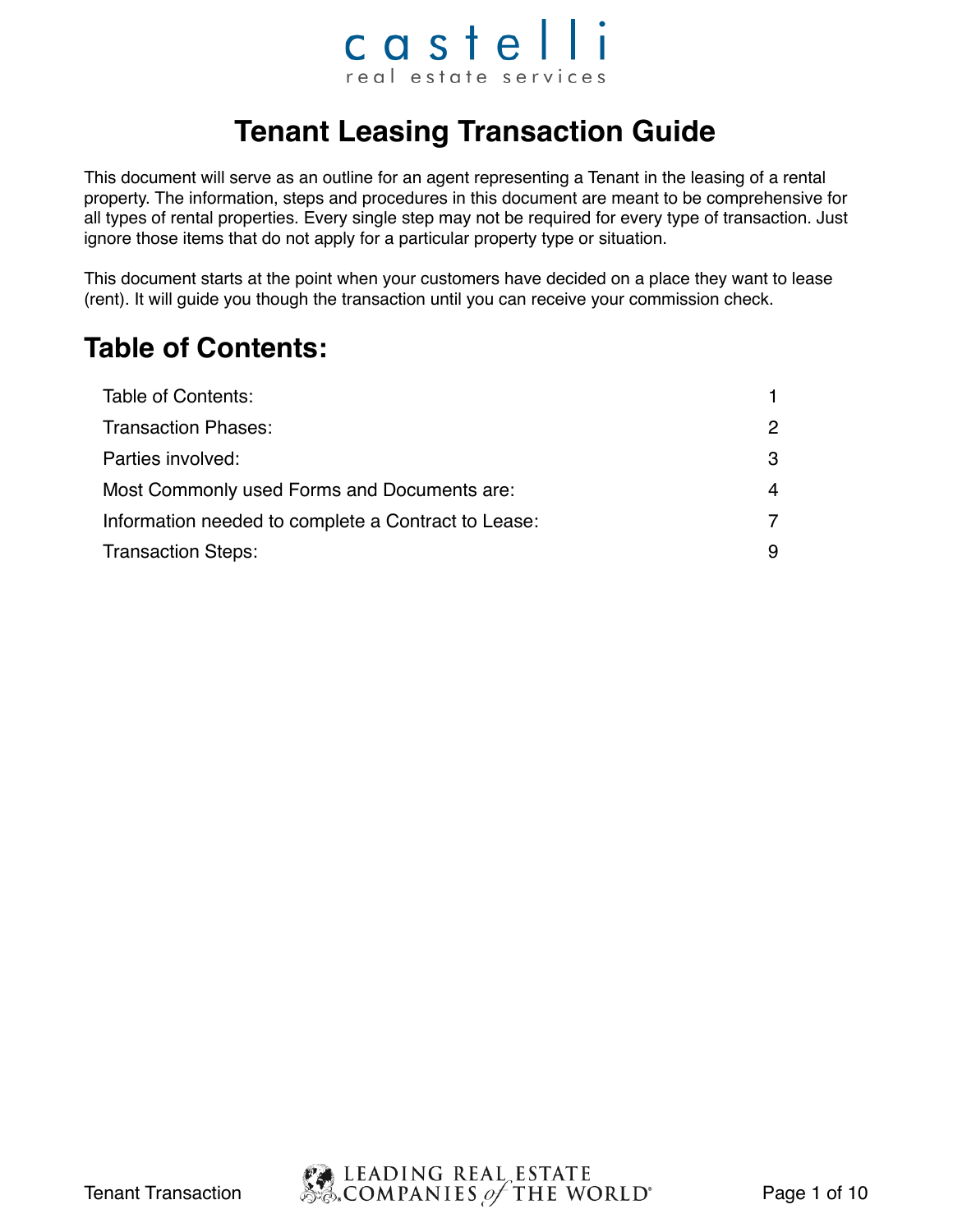castelli
real estate services

# Tenant Leasing Transaction Guide

This document will serve as an outline for an agent representing a Tenant in the leasing of a rental property. The information, steps and procedures in this document are meant to be comprehensive for all types of rental properties. Every single step may not be required for every type of transaction. Just ignore those items that do not apply for a particular property type or situation.

This document starts at the point when your customers have decided on a place they want to lease (rent). It will guide you though the transaction until you can receive your commission check.

## Table of Contents:

| | |
|---|---|
| Table of Contents: | 1 |
| Transaction Phases: | 2 |
| Parties involved: | 3 |
| Most Commonly used Forms and Documents are: | 4 |
| Information needed to complete a Contract to Lease: | 7 |
| Transaction Steps: | 9 |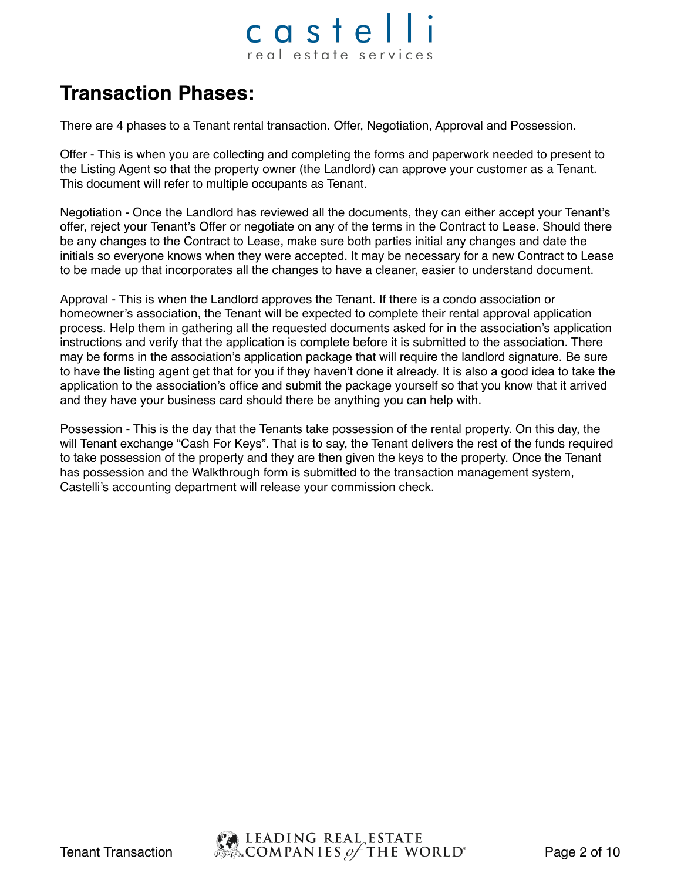## Transaction Phases:

There are 4 phases to a Tenant rental transaction. Offer, Negotiation, Approval and Possession.

Offer - This is when you are collecting and completing the forms and paperwork needed to present to the Listing Agent so that the property owner (the Landlord) can approve your customer as a Tenant. This document will refer to multiple occupants as Tenant.

Negotiation - Once the Landlord has reviewed all the documents, they can either accept your Tenant's offer, reject your Tenant's Offer or negotiate on any of the terms in the Contract to Lease. Should there be any changes to the Contract to Lease, make sure both parties initial any changes and date the initials so everyone knows when they were accepted. It may be necessary for a new Contract to Lease to be made up that incorporates all the changes to have a cleaner, easier to understand document.

Approval - This is when the Landlord approves the Tenant. If there is a condo association or homeowner's association, the Tenant will be expected to complete their rental approval application process. Help them in gathering all the requested documents asked for in the association's application instructions and verify that the application is complete before it is submitted to the association. There may be forms in the association's application package that will require the landlord signature. Be sure to have the listing agent get that for you if they haven't done it already. It is also a good idea to take the application to the association's office and submit the package yourself so that you know that it arrived and they have your business card should there be anything you can help with.

Possession - This is the day that the Tenants take possession of the rental property. On this day, the will Tenant exchange "Cash For Keys". That is to say, the Tenant delivers the rest of the funds required to take possession of the property and they are then given the keys to the property. Once the Tenant has possession and the Walkthrough form is submitted to the transaction management system, Castelli's accounting department will release your commission check.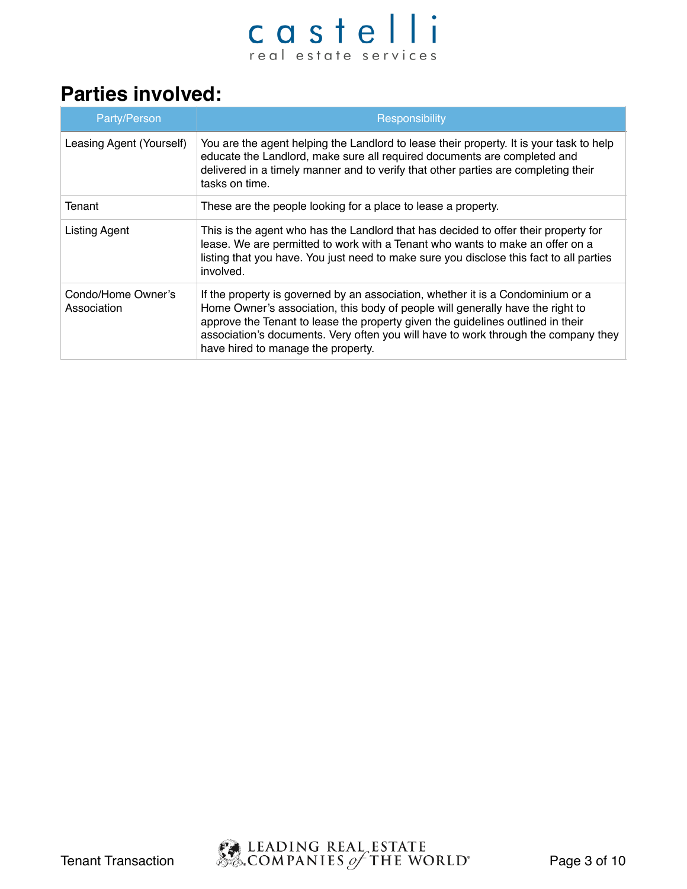## Parties involved:

| Party/Person | Responsibility |
|---|---|
| Leasing Agent (Yourself) | You are the agent helping the Landlord to lease their property. It is your task to help educate the Landlord, make sure all required documents are completed and delivered in a timely manner and to verify that other parties are completing their tasks on time. |
| Tenant | These are the people looking for a place to lease a property. |
| Listing Agent | This is the agent who has the Landlord that has decided to offer their property for lease. We are permitted to work with a Tenant who wants to make an offer on a listing that you have. You just need to make sure you disclose this fact to all parties involved. |
| Condo/Home Owner's Association | If the property is governed by an association, whether it is a Condominium or a Home Owner's association, this body of people will generally have the right to approve the Tenant to lease the property given the guidelines outlined in their association's documents. Very often you will have to work through the company they have hired to manage the property. |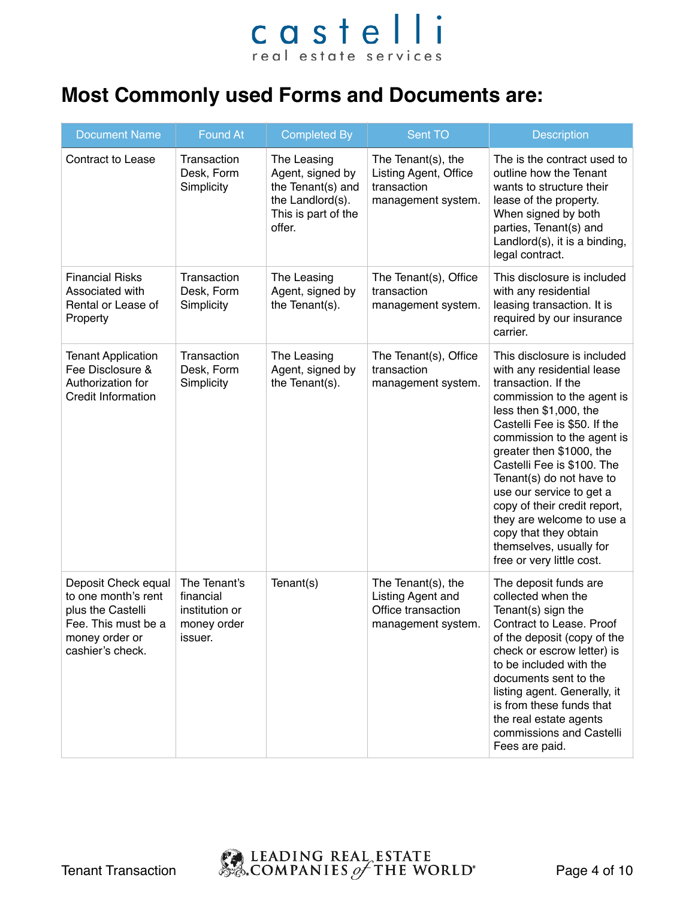# Most Commonly used Forms and Documents are:

| Document Name | Found At | Completed By | Sent TO | Description |
|---|---|---|---|---|
| Contract to Lease | Transaction Desk, Form Simplicity | The Leasing Agent, signed by the Tenant(s) and the Landlord(s). This is part of the offer. | The Tenant(s), the Listing Agent, Office transaction management system. | The is the contract used to outline how the Tenant wants to structure their lease of the property. When signed by both parties, Tenant(s) and Landlord(s), it is a binding, legal contract. |
| Financial Risks Associated with Rental or Lease of Property | Transaction Desk, Form Simplicity | The Leasing Agent, signed by the Tenant(s). | The Tenant(s), Office transaction management system. | This disclosure is included with any residential leasing transaction. It is required by our insurance carrier. |
| Tenant Application Fee Disclosure & Authorization for Credit Information | Transaction Desk, Form Simplicity | The Leasing Agent, signed by the Tenant(s). | The Tenant(s), Office transaction management system. | This disclosure is included with any residential lease transaction. If the commission to the agent is less then $1,000, the Castelli Fee is $50. If the commission to the agent is greater then $1000, the Castelli Fee is $100. The Tenant(s) do not have to use our service to get a copy of their credit report, they are welcome to use a copy that they obtain themselves, usually for free or very little cost. |
| Deposit Check equal to one month's rent plus the Castelli Fee. This must be a money order or cashier's check. | The Tenant's financial institution or money order issuer. | Tenant(s) | The Tenant(s), the Listing Agent and Office transaction management system. | The deposit funds are collected when the Tenant(s) sign the Contract to Lease. Proof of the deposit (copy of the check or escrow letter) is to be included with the documents sent to the listing agent. Generally, it is from these funds that the real estate agents commissions and Castelli Fees are paid. |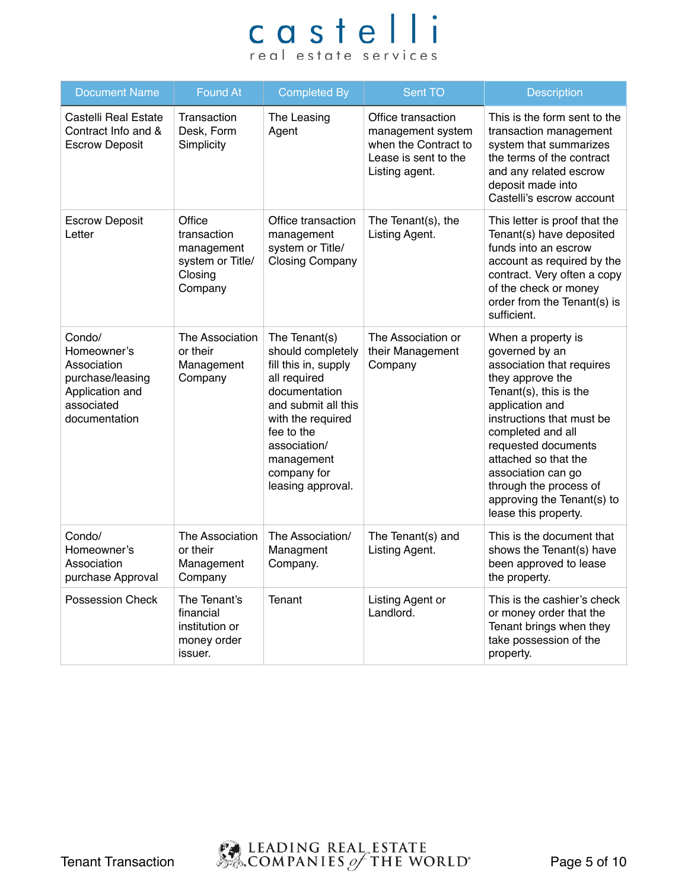| Document Name | Found At | Completed By | Sent TO | Description |
|---|---|---|---|---|
| Castelli Real Estate Contract Info and & Escrow Deposit | Transaction Desk, Form Simplicity | The Leasing Agent | Office transaction management system when the Contract to Lease is sent to the Listing agent. | This is the form sent to the transaction management system that summarizes the terms of the contract and any related escrow deposit made into Castelli's escrow account |
| Escrow Deposit Letter | Office transaction management system or Title/ Closing Company | Office transaction management system or Title/ Closing Company | The Tenant(s), the Listing Agent. | This letter is proof that the Tenant(s) have deposited funds into an escrow account as required by the contract. Very often a copy of the check or money order from the Tenant(s) is sufficient. |
| Condo/ Homeowner's Association purchase/leasing Application and associated documentation | The Association or their Management Company | The Tenant(s) should completely fill this in, supply all required documentation and submit all this with the required fee to the association/ management company for leasing approval. | The Association or their Management Company | When a property is governed by an association that requires they approve the Tenant(s), this is the application and instructions that must be completed and all requested documents attached so that the association can go through the process of approving the Tenant(s) to lease this property. |
| Condo/ Homeowner's Association purchase Approval | The Association or their Management Company | The Association/ Managment Company. | The Tenant(s) and Listing Agent. | This is the document that shows the Tenant(s) have been approved to lease the property. |
| Possession Check | The Tenant's financial institution or money order issuer. | Tenant | Listing Agent or Landlord. | This is the cashier's check or money order that the Tenant brings when they take possession of the property. |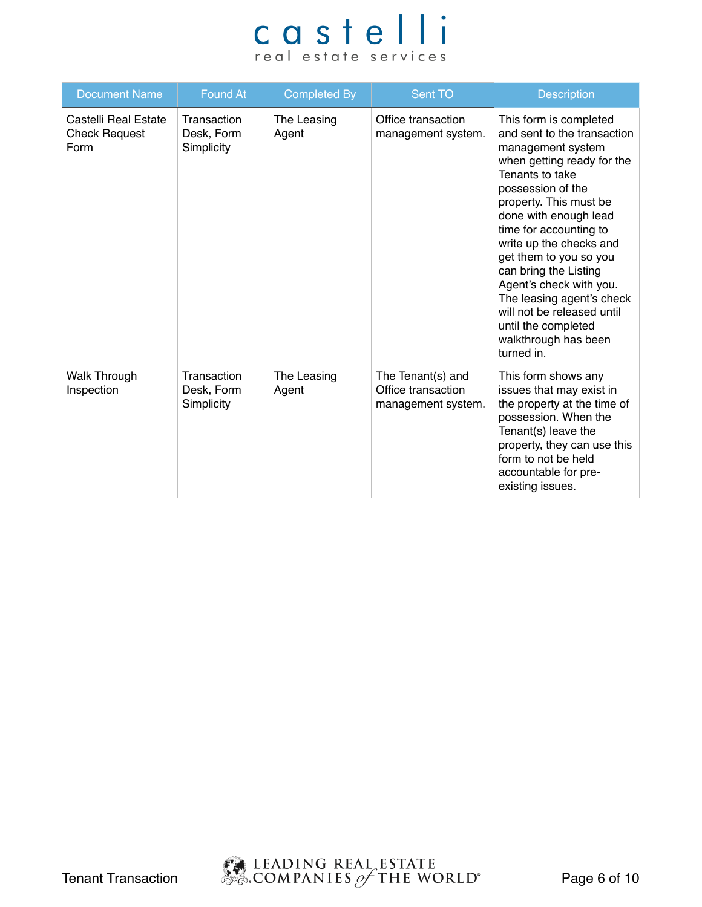| Document Name | Found At | Completed By | Sent TO | Description |
|---|---|---|---|---|
| Castelli Real Estate Check Request Form | Transaction Desk, Form Simplicity | The Leasing Agent | Office transaction management system. | This form is completed and sent to the transaction management system when getting ready for the Tenants to take possession of the property. This must be done with enough lead time for accounting to write up the checks and get them to you so you can bring the Listing Agent's check with you. The leasing agent's check will not be released until until the completed walkthrough has been turned in. |
| Walk Through Inspection | Transaction Desk, Form Simplicity | The Leasing Agent | The Tenant(s) and Office transaction management system. | This form shows any issues that may exist in the property at the time of possession. When the Tenant(s) leave the property, they can use this form to not be held accountable for pre-existing issues. |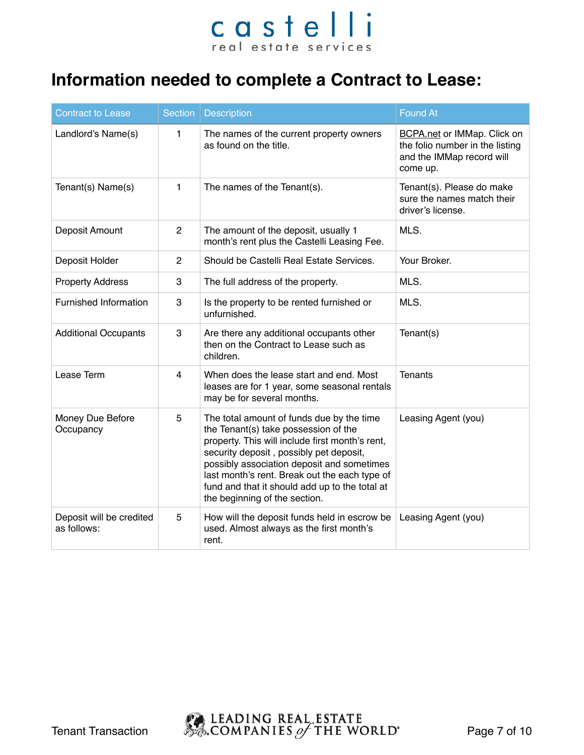castelli
real estate services

# Information needed to complete a Contract to Lease:

| Contract to Lease | Section | Description | Found At |
|---|---|---|---|
| Landlord's Name(s) | 1 | The names of the current property owners as found on the title. | BCPA.net or IMMap. Click on the folio number in the listing and the IMMap record will come up. |
| Tenant(s) Name(s) | 1 | The names of the Tenant(s). | Tenant(s). Please do make sure the names match their driver's license. |
| Deposit Amount | 2 | The amount of the deposit, usually 1 month's rent plus the Castelli Leasing Fee. | MLS. |
| Deposit Holder | 2 | Should be Castelli Real Estate Services. | Your Broker. |
| Property Address | 3 | The full address of the property. | MLS. |
| Furnished Information | 3 | Is the property to be rented furnished or unfurnished. | MLS. |
| Additional Occupants | 3 | Are there any additional occupants other then on the Contract to Lease such as children. | Tenant(s) |
| Lease Term | 4 | When does the lease start and end. Most leases are for 1 year, some seasonal rentals may be for several months. | Tenants |
| Money Due Before Occupancy | 5 | The total amount of funds due by the time the Tenant(s) take possession of the property. This will include first month's rent, security deposit , possibly pet deposit, possibly association deposit and sometimes last month's rent. Break out the each type of fund and that it should add up to the total at the beginning of the section. | Leasing Agent (you) |
| Deposit will be credited as follows: | 5 | How will the deposit funds held in escrow be used. Almost always as the first month's rent. | Leasing Agent (you) |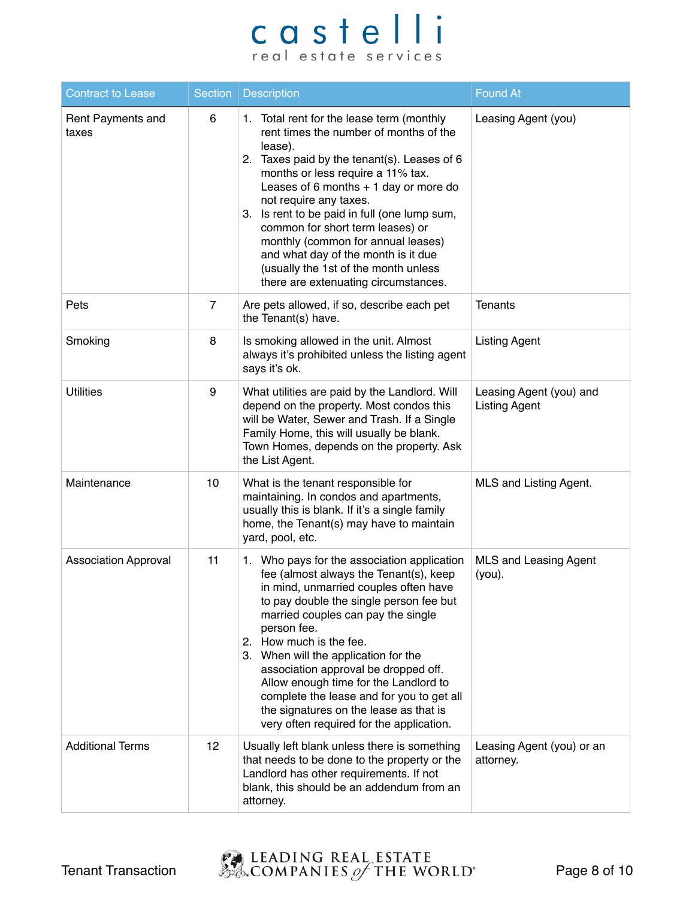| Contract to Lease | Section | Description | Found At |
|---|---|---|---|
| Rent Payments and taxes | 6 | 1. Total rent for the lease term (monthly rent times the number of months of the lease).<br>2. Taxes paid by the tenant(s). Leases of 6 months or less require a 11% tax. Leases of 6 months + 1 day or more do not require any taxes.<br>3. Is rent to be paid in full (one lump sum, common for short term leases) or monthly (common for annual leases) and what day of the month is it due (usually the 1st of the month unless there are extenuating circumstances. | Leasing Agent (you) |
| Pets | 7 | Are pets allowed, if so, describe each pet the Tenant(s) have. | Tenants |
| Smoking | 8 | Is smoking allowed in the unit. Almost always it's prohibited unless the listing agent says it's ok. | Listing Agent |
| Utilities | 9 | What utilities are paid by the Landlord. Will depend on the property. Most condos this will be Water, Sewer and Trash. If a Single Family Home, this will usually be blank. Town Homes, depends on the property. Ask the List Agent. | Leasing Agent (you) and Listing Agent |
| Maintenance | 10 | What is the tenant responsible for maintaining. In condos and apartments, usually this is blank. If it's a single family home, the Tenant(s) may have to maintain yard, pool, etc. | MLS and Listing Agent. |
| Association Approval | 11 | 1. Who pays for the association application fee (almost always the Tenant(s), keep in mind, unmarried couples often have to pay double the single person fee but married couples can pay the single person fee.<br>2. How much is the fee.<br>3. When will the application for the association approval be dropped off. Allow enough time for the Landlord to complete the lease and for you to get all the signatures on the lease as that is very often required for the application. | MLS and Leasing Agent (you). |
| Additional Terms | 12 | Usually left blank unless there is something that needs to be done to the property or the Landlord has other requirements. If not blank, this should be an addendum from an attorney. | Leasing Agent (you) or an attorney. |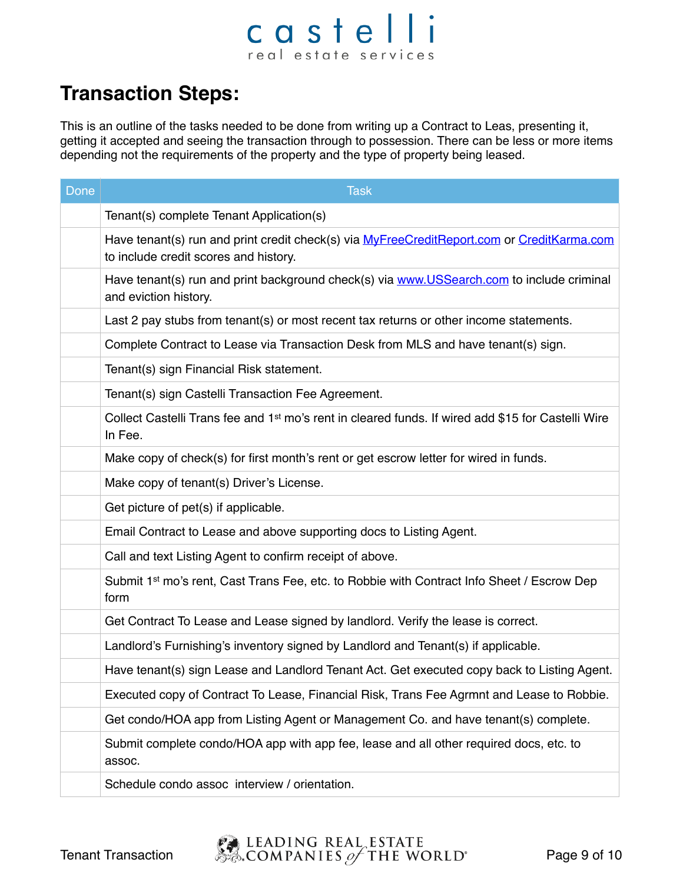# Transaction Steps:

This is an outline of the tasks needed to be done from writing up a Contract to Leas, presenting it, getting it accepted and seeing the transaction through to possession. There can be less or more items depending not the requirements of the property and the type of property being leased.

| Done | Task |
|---|---|
| | Tenant(s) complete Tenant Application(s) |
| | Have tenant(s) run and print credit check(s) via MyFreeCreditReport.com or CreditKarma.com to include credit scores and history. |
| | Have tenant(s) run and print background check(s) via www.USSearch.com to include criminal and eviction history. |
| | Last 2 pay stubs from tenant(s) or most recent tax returns or other income statements. |
| | Complete Contract to Lease via Transaction Desk from MLS and have tenant(s) sign. |
| | Tenant(s) sign Financial Risk statement. |
| | Tenant(s) sign Castelli Transaction Fee Agreement. |
| | Collect Castelli Trans fee and 1st mo's rent in cleared funds. If wired add $15 for Castelli Wire In Fee. |
| | Make copy of check(s) for first month's rent or get escrow letter for wired in funds. |
| | Make copy of tenant(s) Driver's License. |
| | Get picture of pet(s) if applicable. |
| | Email Contract to Lease and above supporting docs to Listing Agent. |
| | Call and text Listing Agent to confirm receipt of above. |
| | Submit 1st mo's rent, Cast Trans Fee, etc. to Robbie with Contract Info Sheet / Escrow Dep form |
| | Get Contract To Lease and Lease signed by landlord. Verify the lease is correct. |
| | Landlord's Furnishing's inventory signed by Landlord and Tenant(s) if applicable. |
| | Have tenant(s) sign Lease and Landlord Tenant Act. Get executed copy back to Listing Agent. |
| | Executed copy of Contract To Lease, Financial Risk, Trans Fee Agrmnt and Lease to Robbie. |
| | Get condo/HOA app from Listing Agent or Management Co. and have tenant(s) complete. |
| | Submit complete condo/HOA app with app fee, lease and all other required docs, etc. to assoc. |
| | Schedule condo assoc interview / orientation. |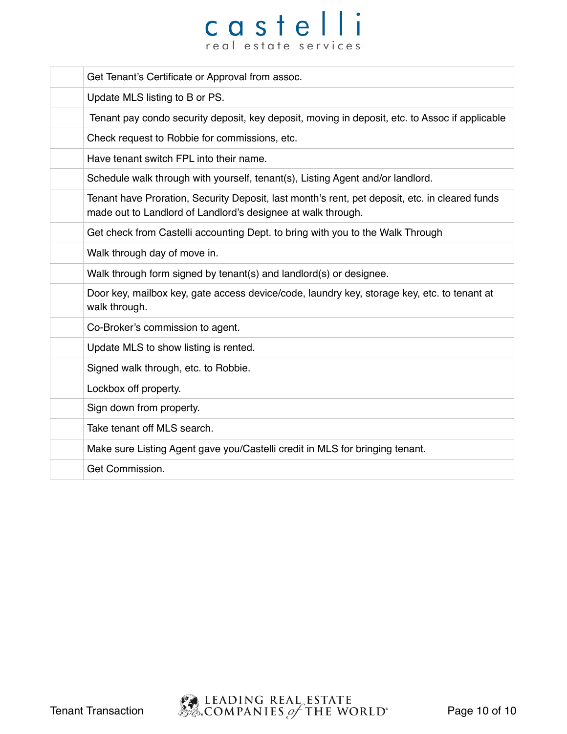| | |
|---|---|
| | Get Tenant's Certificate or Approval from assoc. |
| | Update MLS listing to B or PS. |
| | Tenant pay condo security deposit, key deposit, moving in deposit, etc. to Assoc if applicable |
| | Check request to Robbie for commissions, etc. |
| | Have tenant switch FPL into their name. |
| | Schedule walk through with yourself, tenant(s), Listing Agent and/or landlord. |
| | Tenant have Proration, Security Deposit, last month's rent, pet deposit, etc. in cleared funds made out to Landlord of Landlord's designee at walk through. |
| | Get check from Castelli accounting Dept. to bring with you to the Walk Through |
| | Walk through day of move in. |
| | Walk through form signed by tenant(s) and landlord(s) or designee. |
| | Door key, mailbox key, gate access device/code, laundry key, storage key, etc. to tenant at walk through. |
| | Co-Broker's commission to agent. |
| | Update MLS to show listing is rented. |
| | Signed walk through, etc. to Robbie. |
| | Lockbox off property. |
| | Sign down from property. |
| | Take tenant off MLS search. |
| | Make sure Listing Agent gave you/Castelli credit in MLS for bringing tenant. |
| | Get Commission. |